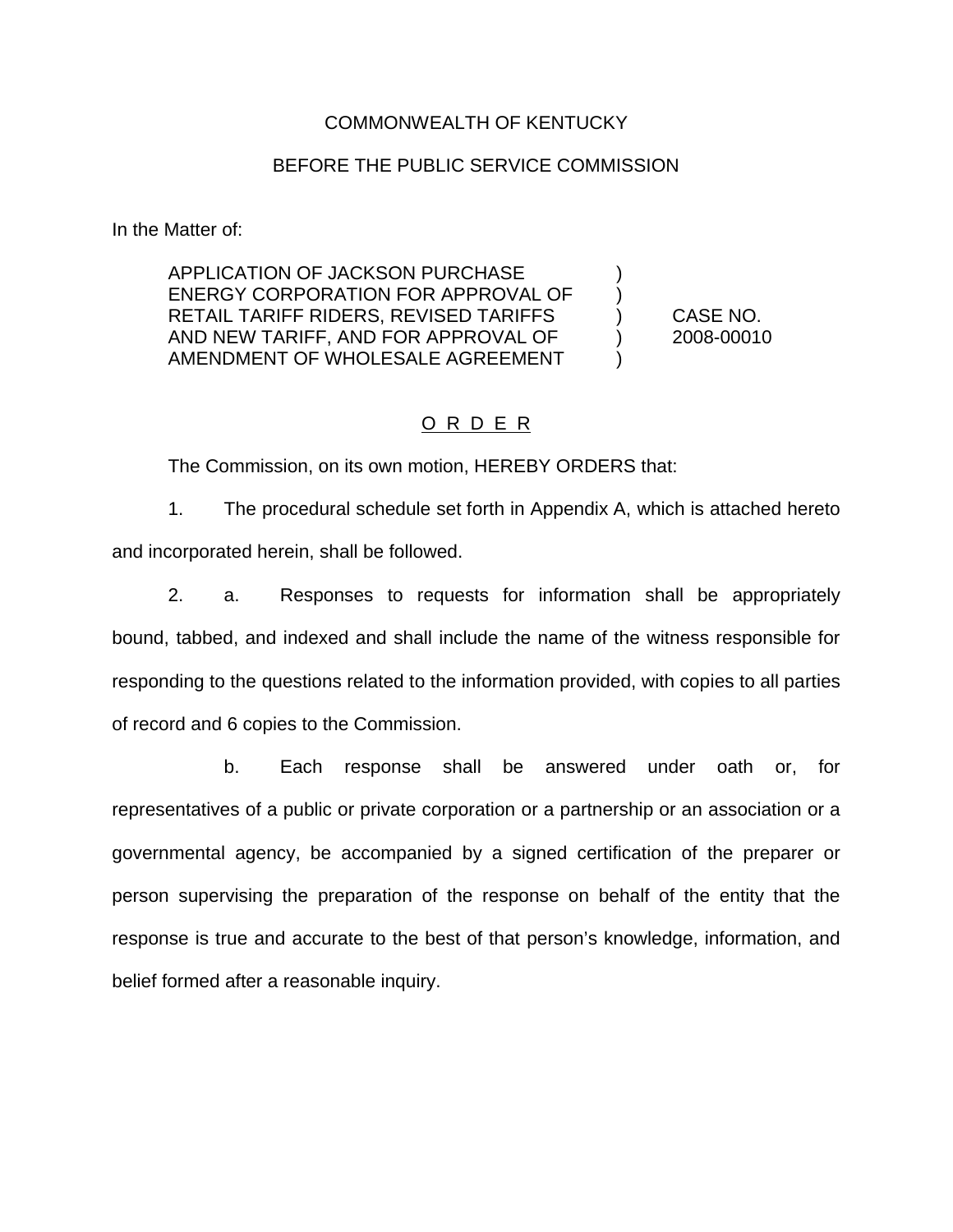COMMONWEALTH OF KENTUCKY

BEFORE THE PUBLIC SERVICE COMMISSION

In the Matter of:

| | | |
|---|---|---|
| APPLICATION OF JACKSON PURCHASE ENERGY CORPORATION FOR APPROVAL OF RETAIL TARIFF RIDERS, REVISED TARIFFS AND NEW TARIFF, AND FOR APPROVAL OF AMENDMENT OF WHOLESALE AGREEMENT | ) ) ) ) ) | CASE NO. 2008-00010 |

## O R D E R

The Commission, on its own motion, HEREBY ORDERS that:

1. The procedural schedule set forth in Appendix A, which is attached hereto and incorporated herein, shall be followed.

2. a. Responses to requests for information shall be appropriately bound, tabbed, and indexed and shall include the name of the witness responsible for responding to the questions related to the information provided, with copies to all parties of record and 6 copies to the Commission.

   b. Each response shall be answered under oath or, for representatives of a public or private corporation or a partnership or an association or a governmental agency, be accompanied by a signed certification of the preparer or person supervising the preparation of the response on behalf of the entity that the response is true and accurate to the best of that person's knowledge, information, and belief formed after a reasonable inquiry.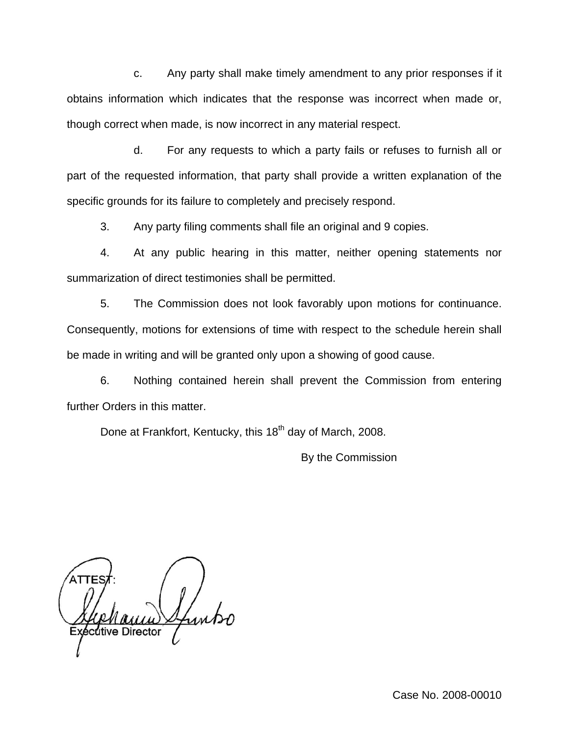c. Any party shall make timely amendment to any prior responses if it obtains information which indicates that the response was incorrect when made or, though correct when made, is now incorrect in any material respect.

d. For any requests to which a party fails or refuses to furnish all or part of the requested information, that party shall provide a written explanation of the specific grounds for its failure to completely and precisely respond.

3. Any party filing comments shall file an original and 9 copies.

4. At any public hearing in this matter, neither opening statements nor summarization of direct testimonies shall be permitted.

5. The Commission does not look favorably upon motions for continuance. Consequently, motions for extensions of time with respect to the schedule herein shall be made in writing and will be granted only upon a showing of good cause.

6. Nothing contained herein shall prevent the Commission from entering further Orders in this matter.

Done at Frankfort, Kentucky, this 18th day of March, 2008.

By the Commission

ATTEST:

Executive Director

Case No. 2008-00010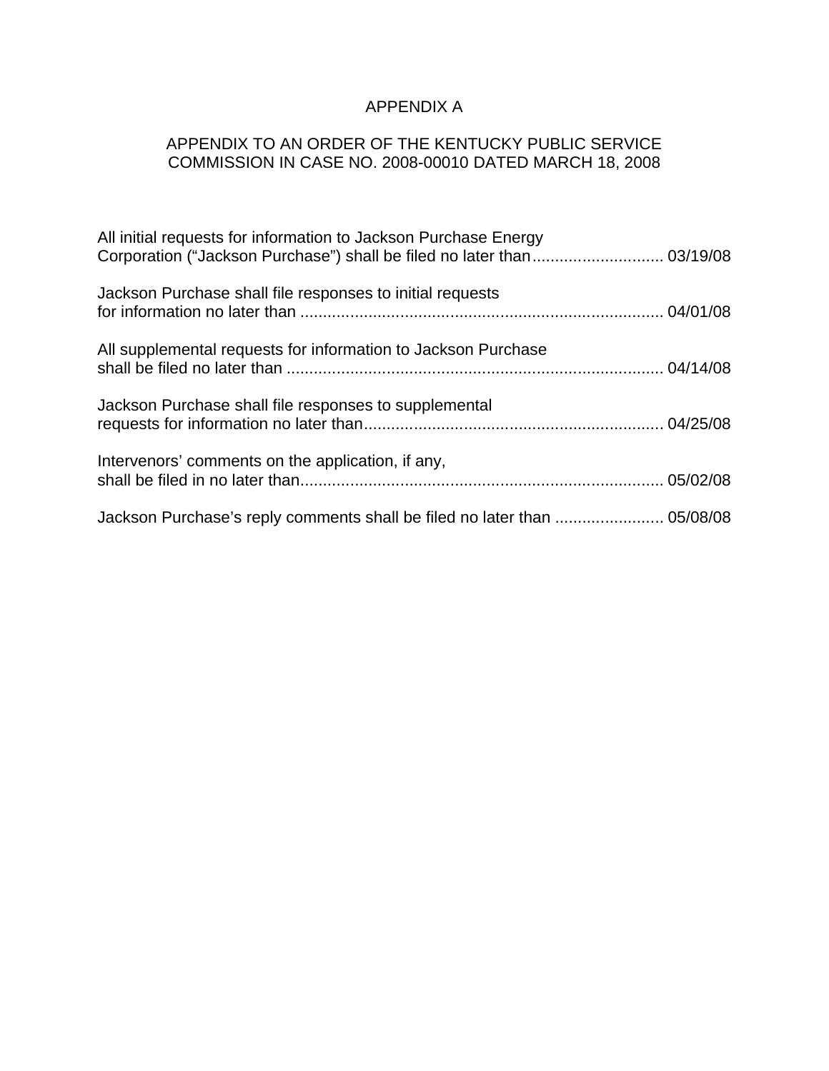# APPENDIX A

## APPENDIX TO AN ORDER OF THE KENTUCKY PUBLIC SERVICE COMMISSION IN CASE NO. 2008-00010 DATED MARCH 18, 2008

All initial requests for information to Jackson Purchase Energy Corporation ("Jackson Purchase") shall be filed no later than............................ 03/19/08

Jackson Purchase shall file responses to initial requests for information no later than ............................................................................... 04/01/08

All supplemental requests for information to Jackson Purchase shall be filed no later than .................................................................................. 04/14/08

Jackson Purchase shall file responses to supplemental requests for information no later than................................................................ 04/25/08

Intervenors' comments on the application, if any, shall be filed in no later than............................................................................... 05/02/08

Jackson Purchase's reply comments shall be filed no later than ....................... 05/08/08